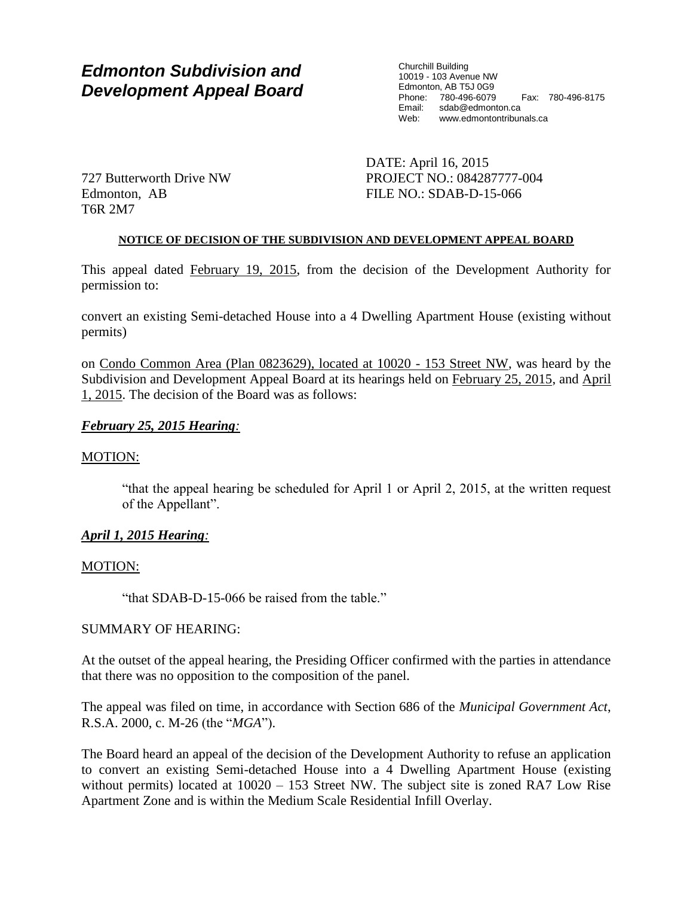# *Edmonton Subdivision and Development Appeal Board*

Churchill Building
10019 - 103 Avenue NW
Edmonton, AB T5J 0G9
Phone: 780-496-6079 Fax: 780-496-8175
Email: sdab@edmonton.ca
Web: www.edmontontribunals.ca

727 Butterworth Drive NW
Edmonton, AB
T6R 2M7

DATE: April 16, 2015
PROJECT NO.: 084287777-004
FILE NO.: SDAB-D-15-066

**NOTICE OF DECISION OF THE SUBDIVISION AND DEVELOPMENT APPEAL BOARD**

This appeal dated February 19, 2015, from the decision of the Development Authority for permission to:

convert an existing Semi-detached House into a 4 Dwelling Apartment House (existing without permits)

on Condo Common Area (Plan 0823629), located at 10020 - 153 Street NW, was heard by the Subdivision and Development Appeal Board at its hearings held on February 25, 2015, and April 1, 2015. The decision of the Board was as follows:

***February 25, 2015 Hearing:***

MOTION:

> "that the appeal hearing be scheduled for April 1 or April 2, 2015, at the written request of the Appellant".

***April 1, 2015 Hearing:***

MOTION:

> "that SDAB-D-15-066 be raised from the table."

SUMMARY OF HEARING:

At the outset of the appeal hearing, the Presiding Officer confirmed with the parties in attendance that there was no opposition to the composition of the panel.

The appeal was filed on time, in accordance with Section 686 of the *Municipal Government Act*, R.S.A. 2000, c. M-26 (the "*MGA*").

The Board heard an appeal of the decision of the Development Authority to refuse an application to convert an existing Semi-detached House into a 4 Dwelling Apartment House (existing without permits) located at 10020 – 153 Street NW. The subject site is zoned RA7 Low Rise Apartment Zone and is within the Medium Scale Residential Infill Overlay.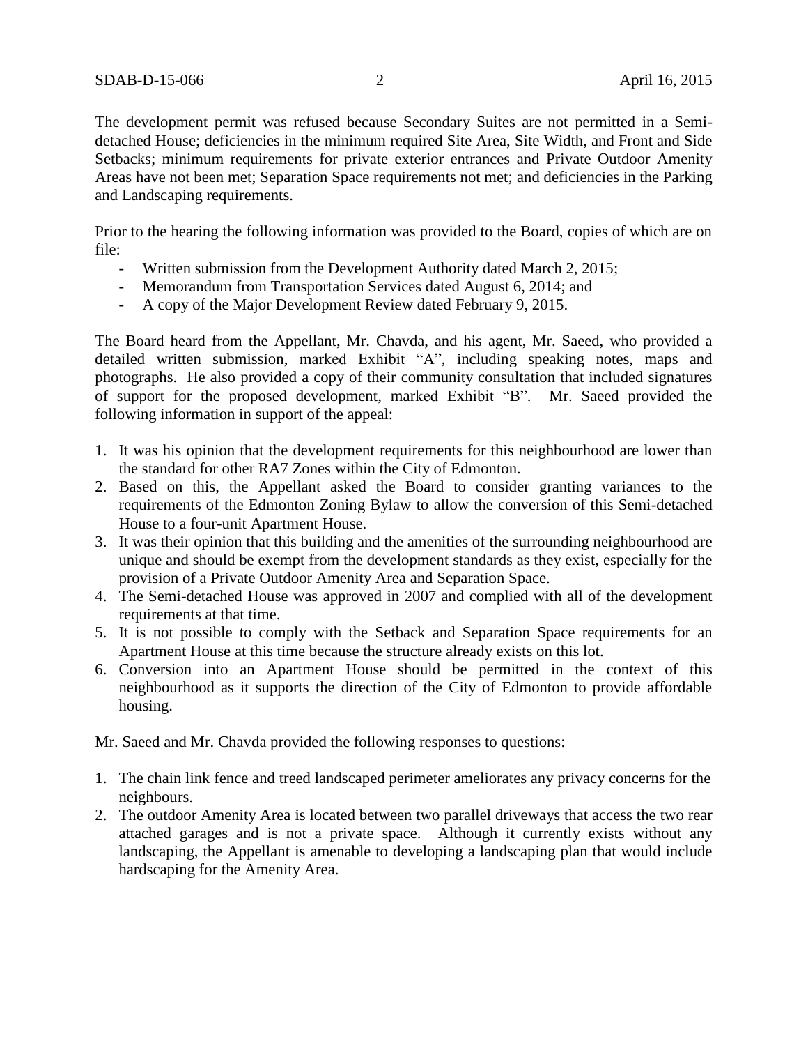The development permit was refused because Secondary Suites are not permitted in a Semi-detached House; deficiencies in the minimum required Site Area, Site Width, and Front and Side Setbacks; minimum requirements for private exterior entrances and Private Outdoor Amenity Areas have not been met; Separation Space requirements not met; and deficiencies in the Parking and Landscaping requirements.

Prior to the hearing the following information was provided to the Board, copies of which are on file:

- Written submission from the Development Authority dated March 2, 2015;
- Memorandum from Transportation Services dated August 6, 2014; and
- A copy of the Major Development Review dated February 9, 2015.

The Board heard from the Appellant, Mr. Chavda, and his agent, Mr. Saeed, who provided a detailed written submission, marked Exhibit "A", including speaking notes, maps and photographs. He also provided a copy of their community consultation that included signatures of support for the proposed development, marked Exhibit "B". Mr. Saeed provided the following information in support of the appeal:

1. It was his opinion that the development requirements for this neighbourhood are lower than the standard for other RA7 Zones within the City of Edmonton.
2. Based on this, the Appellant asked the Board to consider granting variances to the requirements of the Edmonton Zoning Bylaw to allow the conversion of this Semi-detached House to a four-unit Apartment House.
3. It was their opinion that this building and the amenities of the surrounding neighbourhood are unique and should be exempt from the development standards as they exist, especially for the provision of a Private Outdoor Amenity Area and Separation Space.
4. The Semi-detached House was approved in 2007 and complied with all of the development requirements at that time.
5. It is not possible to comply with the Setback and Separation Space requirements for an Apartment House at this time because the structure already exists on this lot.
6. Conversion into an Apartment House should be permitted in the context of this neighbourhood as it supports the direction of the City of Edmonton to provide affordable housing.

Mr. Saeed and Mr. Chavda provided the following responses to questions:

1. The chain link fence and treed landscaped perimeter ameliorates any privacy concerns for the neighbours.
2. The outdoor Amenity Area is located between two parallel driveways that access the two rear attached garages and is not a private space. Although it currently exists without any landscaping, the Appellant is amenable to developing a landscaping plan that would include hardscaping for the Amenity Area.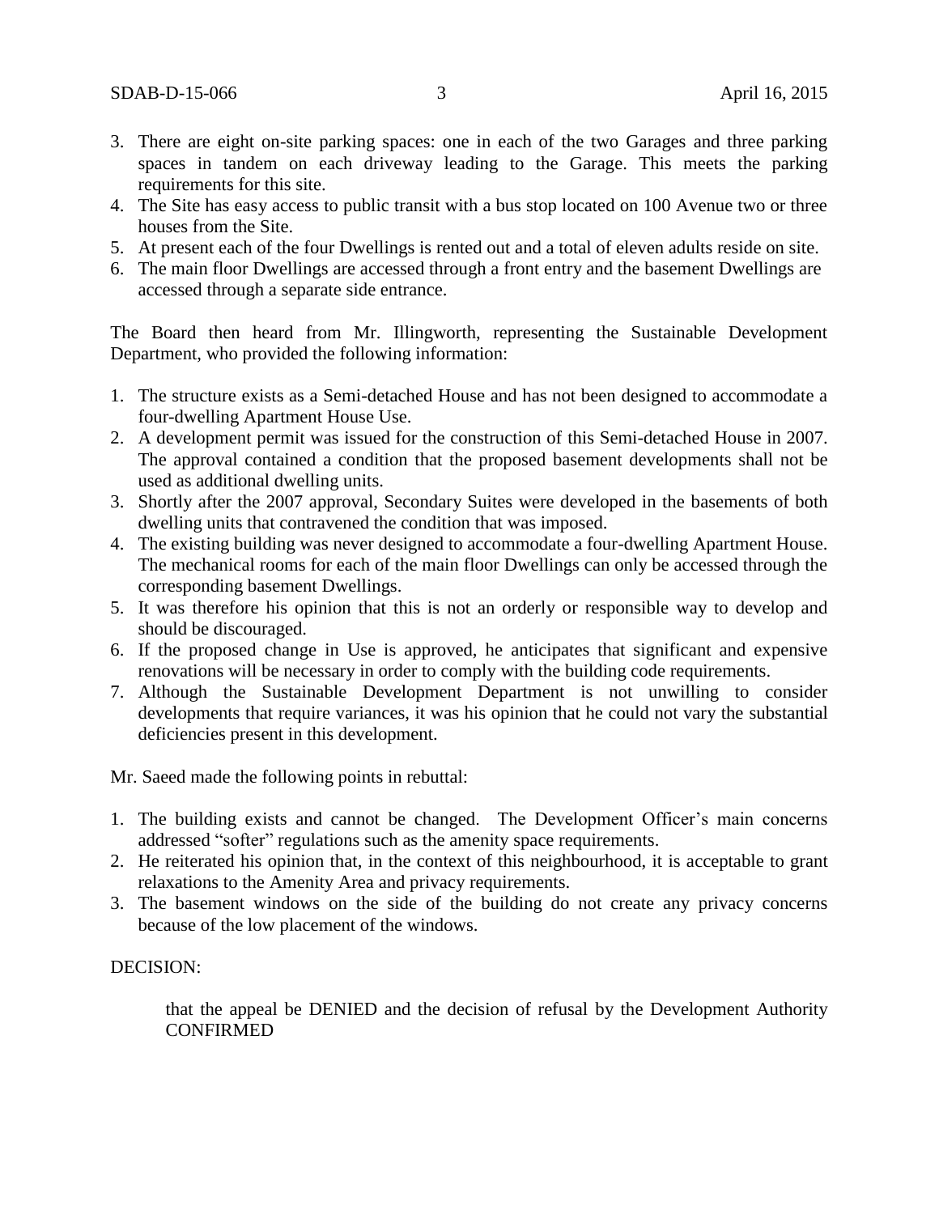3. There are eight on-site parking spaces: one in each of the two Garages and three parking spaces in tandem on each driveway leading to the Garage. This meets the parking requirements for this site.
4. The Site has easy access to public transit with a bus stop located on 100 Avenue two or three houses from the Site.
5. At present each of the four Dwellings is rented out and a total of eleven adults reside on site.
6. The main floor Dwellings are accessed through a front entry and the basement Dwellings are accessed through a separate side entrance.

The Board then heard from Mr. Illingworth, representing the Sustainable Development Department, who provided the following information:

1. The structure exists as a Semi-detached House and has not been designed to accommodate a four-dwelling Apartment House Use.
2. A development permit was issued for the construction of this Semi-detached House in 2007. The approval contained a condition that the proposed basement developments shall not be used as additional dwelling units.
3. Shortly after the 2007 approval, Secondary Suites were developed in the basements of both dwelling units that contravened the condition that was imposed.
4. The existing building was never designed to accommodate a four-dwelling Apartment House. The mechanical rooms for each of the main floor Dwellings can only be accessed through the corresponding basement Dwellings.
5. It was therefore his opinion that this is not an orderly or responsible way to develop and should be discouraged.
6. If the proposed change in Use is approved, he anticipates that significant and expensive renovations will be necessary in order to comply with the building code requirements.
7. Although the Sustainable Development Department is not unwilling to consider developments that require variances, it was his opinion that he could not vary the substantial deficiencies present in this development.

Mr. Saeed made the following points in rebuttal:

1. The building exists and cannot be changed. The Development Officer's main concerns addressed "softer" regulations such as the amenity space requirements.
2. He reiterated his opinion that, in the context of this neighbourhood, it is acceptable to grant relaxations to the Amenity Area and privacy requirements.
3. The basement windows on the side of the building do not create any privacy concerns because of the low placement of the windows.

DECISION:

> that the appeal be DENIED and the decision of refusal by the Development Authority CONFIRMED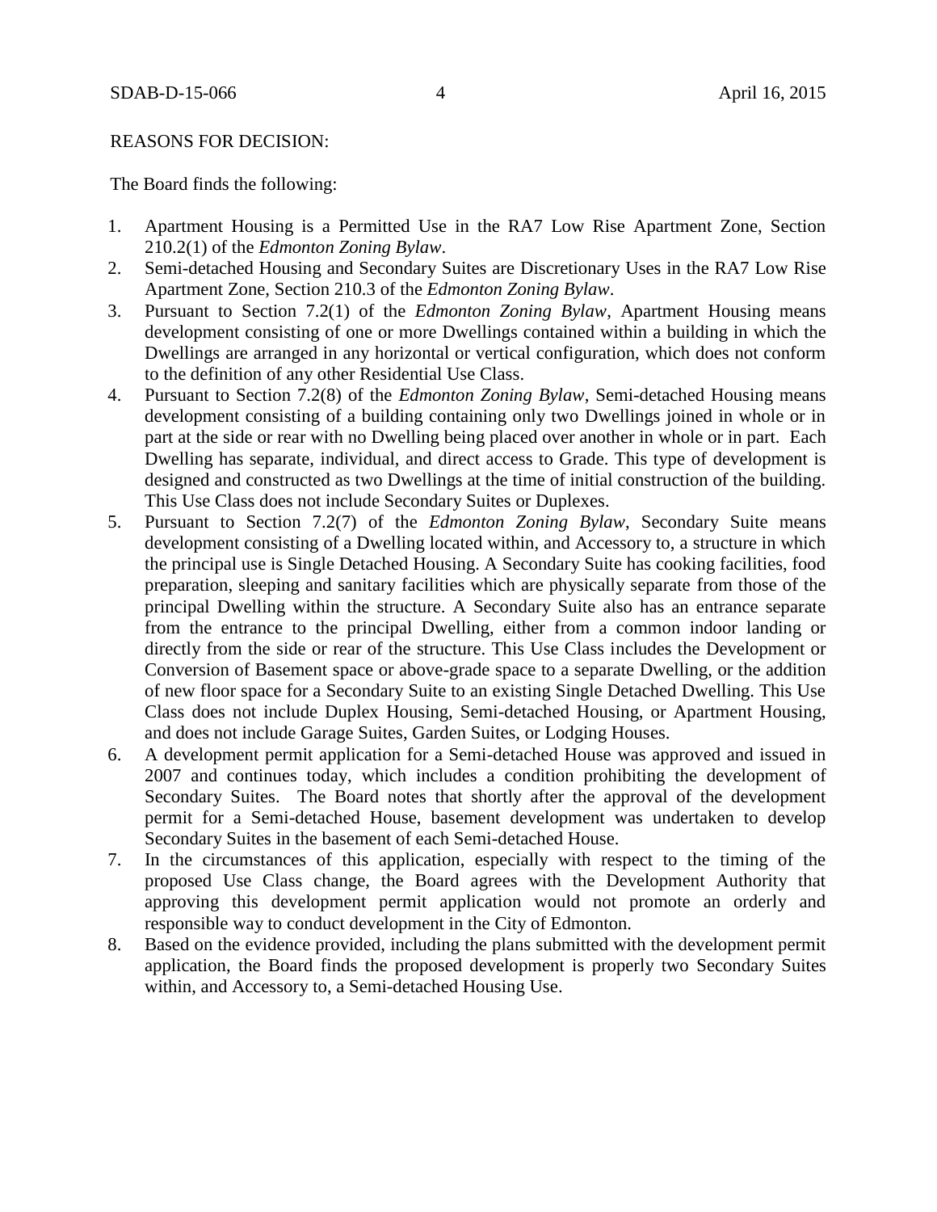REASONS FOR DECISION:

The Board finds the following:

1. Apartment Housing is a Permitted Use in the RA7 Low Rise Apartment Zone, Section 210.2(1) of the *Edmonton Zoning Bylaw*.
2. Semi-detached Housing and Secondary Suites are Discretionary Uses in the RA7 Low Rise Apartment Zone, Section 210.3 of the *Edmonton Zoning Bylaw*.
3. Pursuant to Section 7.2(1) of the *Edmonton Zoning Bylaw*, Apartment Housing means development consisting of one or more Dwellings contained within a building in which the Dwellings are arranged in any horizontal or vertical configuration, which does not conform to the definition of any other Residential Use Class.
4. Pursuant to Section 7.2(8) of the *Edmonton Zoning Bylaw*, Semi-detached Housing means development consisting of a building containing only two Dwellings joined in whole or in part at the side or rear with no Dwelling being placed over another in whole or in part. Each Dwelling has separate, individual, and direct access to Grade. This type of development is designed and constructed as two Dwellings at the time of initial construction of the building. This Use Class does not include Secondary Suites or Duplexes.
5. Pursuant to Section 7.2(7) of the *Edmonton Zoning Bylaw*, Secondary Suite means development consisting of a Dwelling located within, and Accessory to, a structure in which the principal use is Single Detached Housing. A Secondary Suite has cooking facilities, food preparation, sleeping and sanitary facilities which are physically separate from those of the principal Dwelling within the structure. A Secondary Suite also has an entrance separate from the entrance to the principal Dwelling, either from a common indoor landing or directly from the side or rear of the structure. This Use Class includes the Development or Conversion of Basement space or above-grade space to a separate Dwelling, or the addition of new floor space for a Secondary Suite to an existing Single Detached Dwelling. This Use Class does not include Duplex Housing, Semi-detached Housing, or Apartment Housing, and does not include Garage Suites, Garden Suites, or Lodging Houses.
6. A development permit application for a Semi-detached House was approved and issued in 2007 and continues today, which includes a condition prohibiting the development of Secondary Suites. The Board notes that shortly after the approval of the development permit for a Semi-detached House, basement development was undertaken to develop Secondary Suites in the basement of each Semi-detached House.
7. In the circumstances of this application, especially with respect to the timing of the proposed Use Class change, the Board agrees with the Development Authority that approving this development permit application would not promote an orderly and responsible way to conduct development in the City of Edmonton.
8. Based on the evidence provided, including the plans submitted with the development permit application, the Board finds the proposed development is properly two Secondary Suites within, and Accessory to, a Semi-detached Housing Use.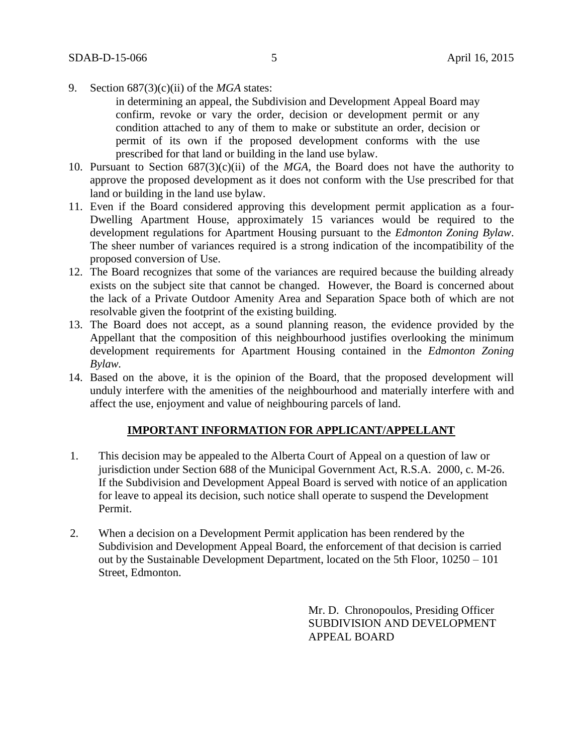9. Section 687(3)(c)(ii) of the *MGA* states:

   > in determining an appeal, the Subdivision and Development Appeal Board may confirm, revoke or vary the order, decision or development permit or any condition attached to any of them to make or substitute an order, decision or permit of its own if the proposed development conforms with the use prescribed for that land or building in the land use bylaw.

10. Pursuant to Section 687(3)(c)(ii) of the *MGA*, the Board does not have the authority to approve the proposed development as it does not conform with the Use prescribed for that land or building in the land use bylaw.
11. Even if the Board considered approving this development permit application as a four-Dwelling Apartment House, approximately 15 variances would be required to the development regulations for Apartment Housing pursuant to the *Edmonton Zoning Bylaw*. The sheer number of variances required is a strong indication of the incompatibility of the proposed conversion of Use.
12. The Board recognizes that some of the variances are required because the building already exists on the subject site that cannot be changed. However, the Board is concerned about the lack of a Private Outdoor Amenity Area and Separation Space both of which are not resolvable given the footprint of the existing building.
13. The Board does not accept, as a sound planning reason, the evidence provided by the Appellant that the composition of this neighbourhood justifies overlooking the minimum development requirements for Apartment Housing contained in the *Edmonton Zoning Bylaw.*
14. Based on the above, it is the opinion of the Board, that the proposed development will unduly interfere with the amenities of the neighbourhood and materially interfere with and affect the use, enjoyment and value of neighbouring parcels of land.

## **IMPORTANT INFORMATION FOR APPLICANT/APPELLANT**

1. This decision may be appealed to the Alberta Court of Appeal on a question of law or jurisdiction under Section 688 of the Municipal Government Act, R.S.A. 2000, c. M-26. If the Subdivision and Development Appeal Board is served with notice of an application for leave to appeal its decision, such notice shall operate to suspend the Development Permit.

2. When a decision on a Development Permit application has been rendered by the Subdivision and Development Appeal Board, the enforcement of that decision is carried out by the Sustainable Development Department, located on the 5th Floor, 10250 – 101 Street, Edmonton.

Mr. D. Chronopoulos, Presiding Officer
SUBDIVISION AND DEVELOPMENT
APPEAL BOARD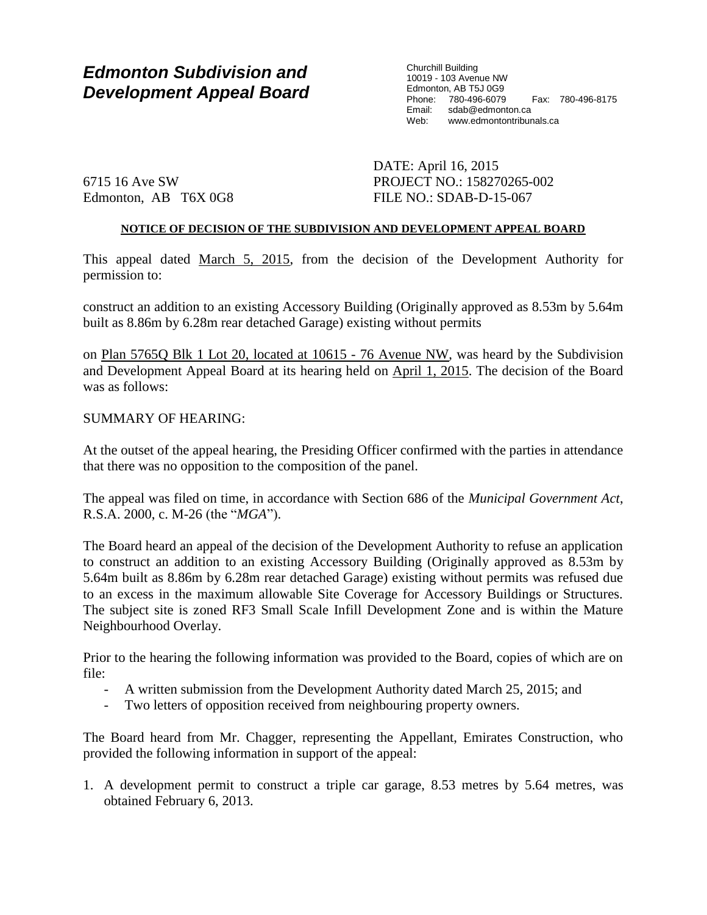# *Edmonton Subdivision and Development Appeal Board*

Churchill Building
10019 - 103 Avenue NW
Edmonton, AB T5J 0G9
Phone: 780-496-6079 Fax: 780-496-8175
Email: sdab@edmonton.ca
Web: www.edmontontribunals.ca

6715 16 Ave SW
Edmonton, AB T6X 0G8

DATE: April 16, 2015
PROJECT NO.: 158270265-002
FILE NO.: SDAB-D-15-067

**NOTICE OF DECISION OF THE SUBDIVISION AND DEVELOPMENT APPEAL BOARD**

This appeal dated March 5, 2015, from the decision of the Development Authority for permission to:

construct an addition to an existing Accessory Building (Originally approved as 8.53m by 5.64m built as 8.86m by 6.28m rear detached Garage) existing without permits

on Plan 5765Q Blk 1 Lot 20, located at 10615 - 76 Avenue NW, was heard by the Subdivision and Development Appeal Board at its hearing held on April 1, 2015. The decision of the Board was as follows:

SUMMARY OF HEARING:

At the outset of the appeal hearing, the Presiding Officer confirmed with the parties in attendance that there was no opposition to the composition of the panel.

The appeal was filed on time, in accordance with Section 686 of the *Municipal Government Act*, R.S.A. 2000, c. M-26 (the "*MGA*").

The Board heard an appeal of the decision of the Development Authority to refuse an application to construct an addition to an existing Accessory Building (Originally approved as 8.53m by 5.64m built as 8.86m by 6.28m rear detached Garage) existing without permits was refused due to an excess in the maximum allowable Site Coverage for Accessory Buildings or Structures. The subject site is zoned RF3 Small Scale Infill Development Zone and is within the Mature Neighbourhood Overlay.

Prior to the hearing the following information was provided to the Board, copies of which are on file:

- A written submission from the Development Authority dated March 25, 2015; and
- Two letters of opposition received from neighbouring property owners.

The Board heard from Mr. Chagger, representing the Appellant, Emirates Construction, who provided the following information in support of the appeal:

1. A development permit to construct a triple car garage, 8.53 metres by 5.64 metres, was obtained February 6, 2013.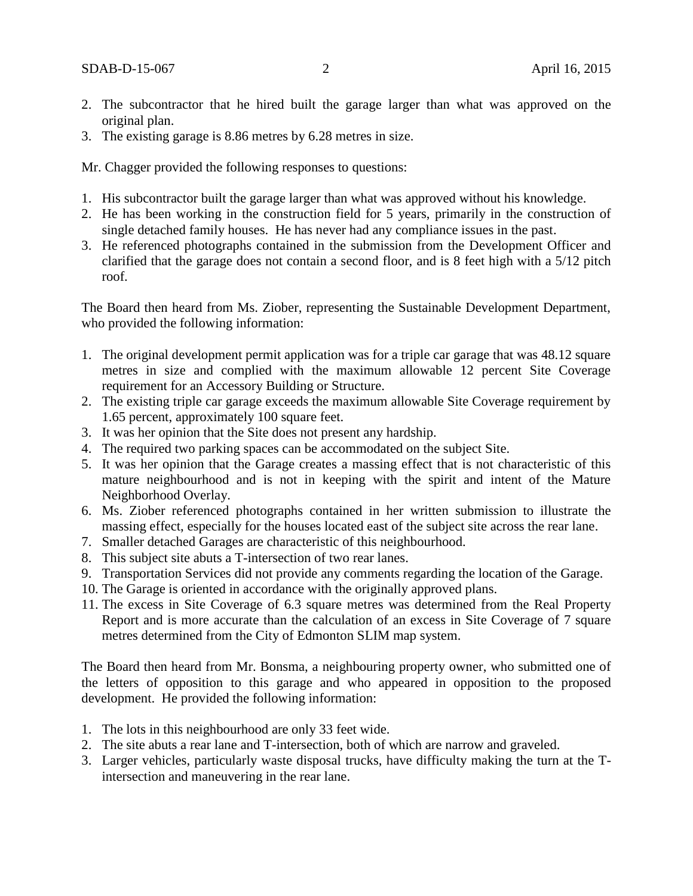2. The subcontractor that he hired built the garage larger than what was approved on the original plan.
3. The existing garage is 8.86 metres by 6.28 metres in size.

Mr. Chagger provided the following responses to questions:

1. His subcontractor built the garage larger than what was approved without his knowledge.
2. He has been working in the construction field for 5 years, primarily in the construction of single detached family houses. He has never had any compliance issues in the past.
3. He referenced photographs contained in the submission from the Development Officer and clarified that the garage does not contain a second floor, and is 8 feet high with a 5/12 pitch roof.

The Board then heard from Ms. Ziober, representing the Sustainable Development Department, who provided the following information:

1. The original development permit application was for a triple car garage that was 48.12 square metres in size and complied with the maximum allowable 12 percent Site Coverage requirement for an Accessory Building or Structure.
2. The existing triple car garage exceeds the maximum allowable Site Coverage requirement by 1.65 percent, approximately 100 square feet.
3. It was her opinion that the Site does not present any hardship.
4. The required two parking spaces can be accommodated on the subject Site.
5. It was her opinion that the Garage creates a massing effect that is not characteristic of this mature neighbourhood and is not in keeping with the spirit and intent of the Mature Neighborhood Overlay.
6. Ms. Ziober referenced photographs contained in her written submission to illustrate the massing effect, especially for the houses located east of the subject site across the rear lane.
7. Smaller detached Garages are characteristic of this neighbourhood.
8. This subject site abuts a T-intersection of two rear lanes.
9. Transportation Services did not provide any comments regarding the location of the Garage.
10. The Garage is oriented in accordance with the originally approved plans.
11. The excess in Site Coverage of 6.3 square metres was determined from the Real Property Report and is more accurate than the calculation of an excess in Site Coverage of 7 square metres determined from the City of Edmonton SLIM map system.

The Board then heard from Mr. Bonsma, a neighbouring property owner, who submitted one of the letters of opposition to this garage and who appeared in opposition to the proposed development. He provided the following information:

1. The lots in this neighbourhood are only 33 feet wide.
2. The site abuts a rear lane and T-intersection, both of which are narrow and graveled.
3. Larger vehicles, particularly waste disposal trucks, have difficulty making the turn at the T-intersection and maneuvering in the rear lane.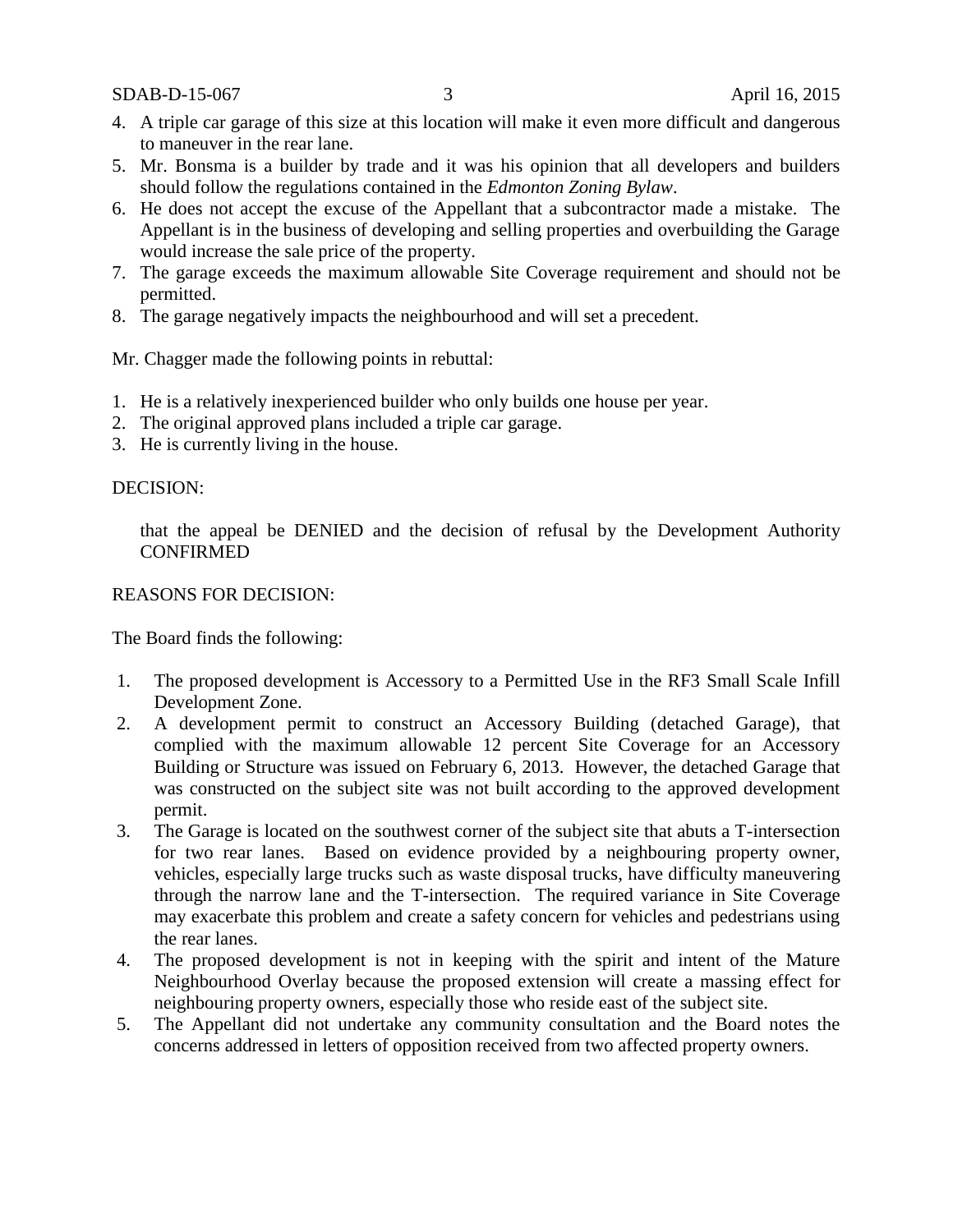4. A triple car garage of this size at this location will make it even more difficult and dangerous to maneuver in the rear lane.
5. Mr. Bonsma is a builder by trade and it was his opinion that all developers and builders should follow the regulations contained in the *Edmonton Zoning Bylaw*.
6. He does not accept the excuse of the Appellant that a subcontractor made a mistake. The Appellant is in the business of developing and selling properties and overbuilding the Garage would increase the sale price of the property.
7. The garage exceeds the maximum allowable Site Coverage requirement and should not be permitted.
8. The garage negatively impacts the neighbourhood and will set a precedent.

Mr. Chagger made the following points in rebuttal:

1. He is a relatively inexperienced builder who only builds one house per year.
2. The original approved plans included a triple car garage.
3. He is currently living in the house.

DECISION:

> that the appeal be DENIED and the decision of refusal by the Development Authority CONFIRMED

REASONS FOR DECISION:

The Board finds the following:

1. The proposed development is Accessory to a Permitted Use in the RF3 Small Scale Infill Development Zone.
2. A development permit to construct an Accessory Building (detached Garage), that complied with the maximum allowable 12 percent Site Coverage for an Accessory Building or Structure was issued on February 6, 2013. However, the detached Garage that was constructed on the subject site was not built according to the approved development permit.
3. The Garage is located on the southwest corner of the subject site that abuts a T-intersection for two rear lanes. Based on evidence provided by a neighbouring property owner, vehicles, especially large trucks such as waste disposal trucks, have difficulty maneuvering through the narrow lane and the T-intersection. The required variance in Site Coverage may exacerbate this problem and create a safety concern for vehicles and pedestrians using the rear lanes.
4. The proposed development is not in keeping with the spirit and intent of the Mature Neighbourhood Overlay because the proposed extension will create a massing effect for neighbouring property owners, especially those who reside east of the subject site.
5. The Appellant did not undertake any community consultation and the Board notes the concerns addressed in letters of opposition received from two affected property owners.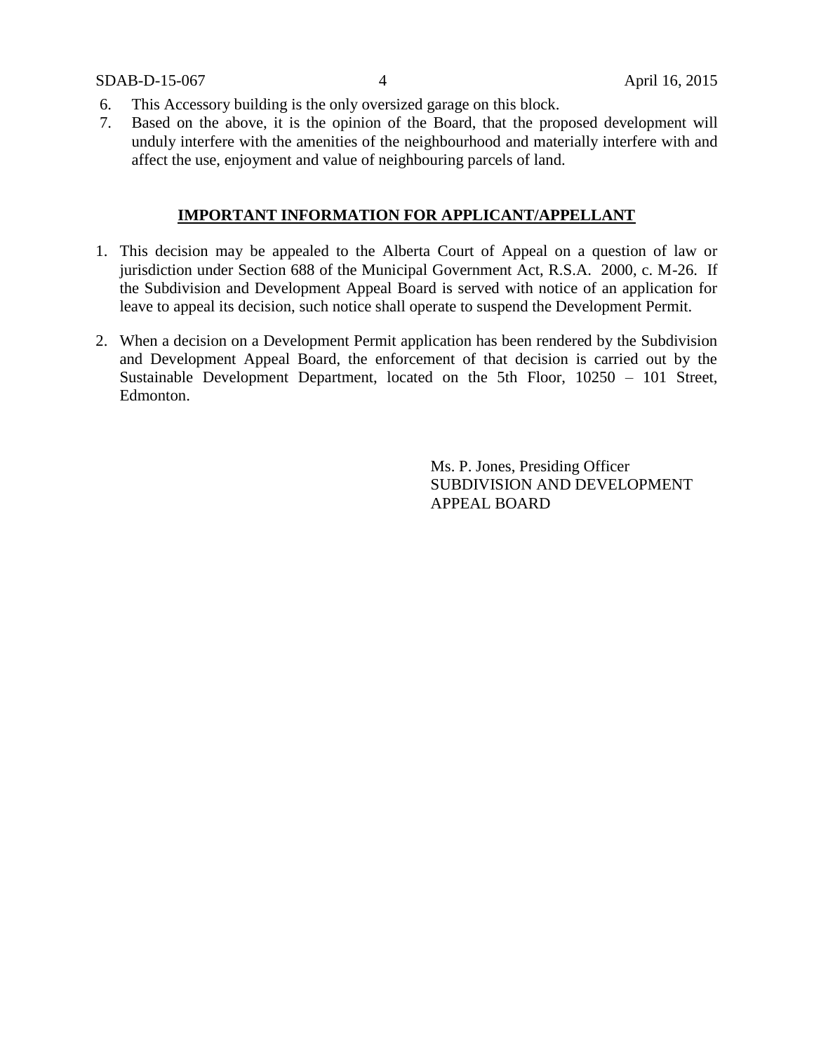6. This Accessory building is the only oversized garage on this block.
7. Based on the above, it is the opinion of the Board, that the proposed development will unduly interfere with the amenities of the neighbourhood and materially interfere with and affect the use, enjoyment and value of neighbouring parcels of land.

**IMPORTANT INFORMATION FOR APPLICANT/APPELLANT**

1. This decision may be appealed to the Alberta Court of Appeal on a question of law or jurisdiction under Section 688 of the Municipal Government Act, R.S.A. 2000, c. M-26. If the Subdivision and Development Appeal Board is served with notice of an application for leave to appeal its decision, such notice shall operate to suspend the Development Permit.

2. When a decision on a Development Permit application has been rendered by the Subdivision and Development Appeal Board, the enforcement of that decision is carried out by the Sustainable Development Department, located on the 5th Floor, 10250 – 101 Street, Edmonton.

Ms. P. Jones, Presiding Officer
SUBDIVISION AND DEVELOPMENT
APPEAL BOARD